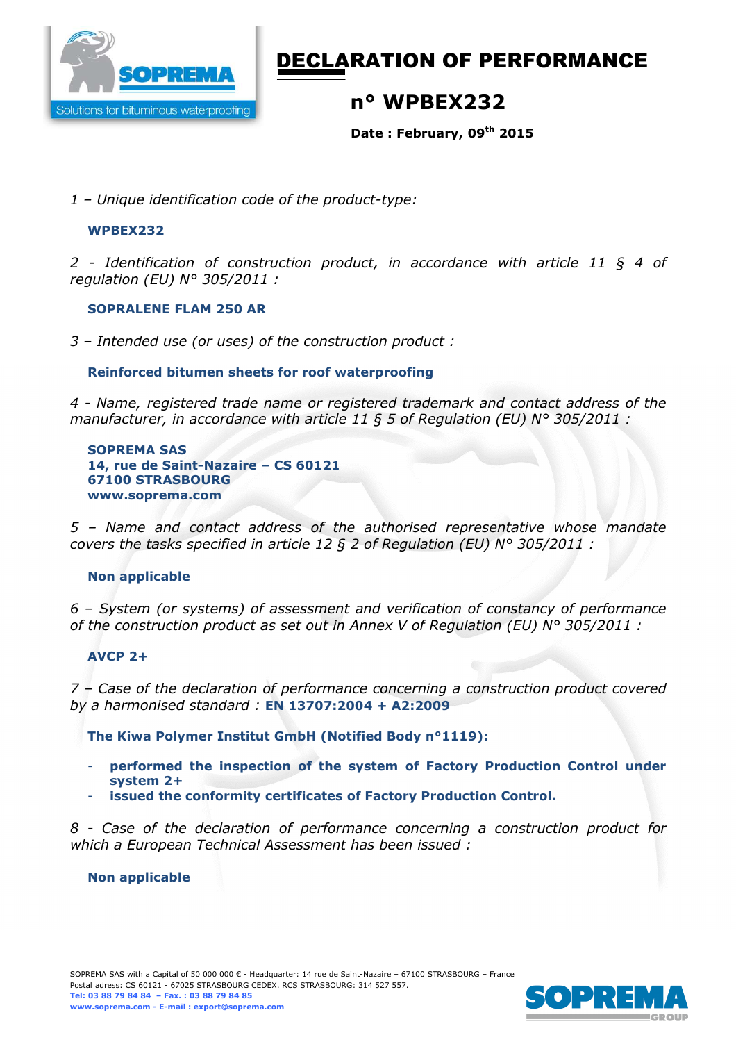# DECLARATION OF PERFORMANCE

## n° WPBEX232

**Date : February, 09th 2015**

*1 – Unique identification code of the product-type:*

**WPBEX232**

*2 - Identification of construction product, in accordance with article 11 § 4 of regulation (EU) N° 305/2011 :*

**SOPRALENE FLAM 250 AR**

*3 – Intended use (or uses) of the construction product :*

**Reinforced bitumen sheets for roof waterproofing**

*4 - Name, registered trade name or registered trademark and contact address of the manufacturer, in accordance with article 11 § 5 of Regulation (EU) N° 305/2011 :*

**SOPREMA SAS**
**14, rue de Saint-Nazaire – CS 60121**
**67100 STRASBOURG**
**www.soprema.com**

*5 – Name and contact address of the authorised representative whose mandate covers the tasks specified in article 12 § 2 of Regulation (EU) N° 305/2011 :*

**Non applicable**

*6 – System (or systems) of assessment and verification of constancy of performance of the construction product as set out in Annex V of Regulation (EU) N° 305/2011 :*

**AVCP 2+**

*7 – Case of the declaration of performance concerning a construction product covered by a harmonised standard :* **EN 13707:2004 + A2:2009**

**The Kiwa Polymer Institut GmbH (Notified Body n°1119):**

- **performed the inspection of the system of Factory Production Control under system 2+**
- **issued the conformity certificates of Factory Production Control.**

*8 - Case of the declaration of performance concerning a construction product for which a European Technical Assessment has been issued :*

**Non applicable**

SOPREMA SAS with a Capital of 50 000 000 € - Headquarter: 14 rue de Saint-Nazaire – 67100 STRASBOURG – France
Postal adress: CS 60121 - 67025 STRASBOURG CEDEX. RCS STRASBOURG: 314 527 557.
**Tel: 03 88 79 84 84 – Fax. : 03 88 79 84 85**
**www.soprema.com - E-mail : export@soprema.com**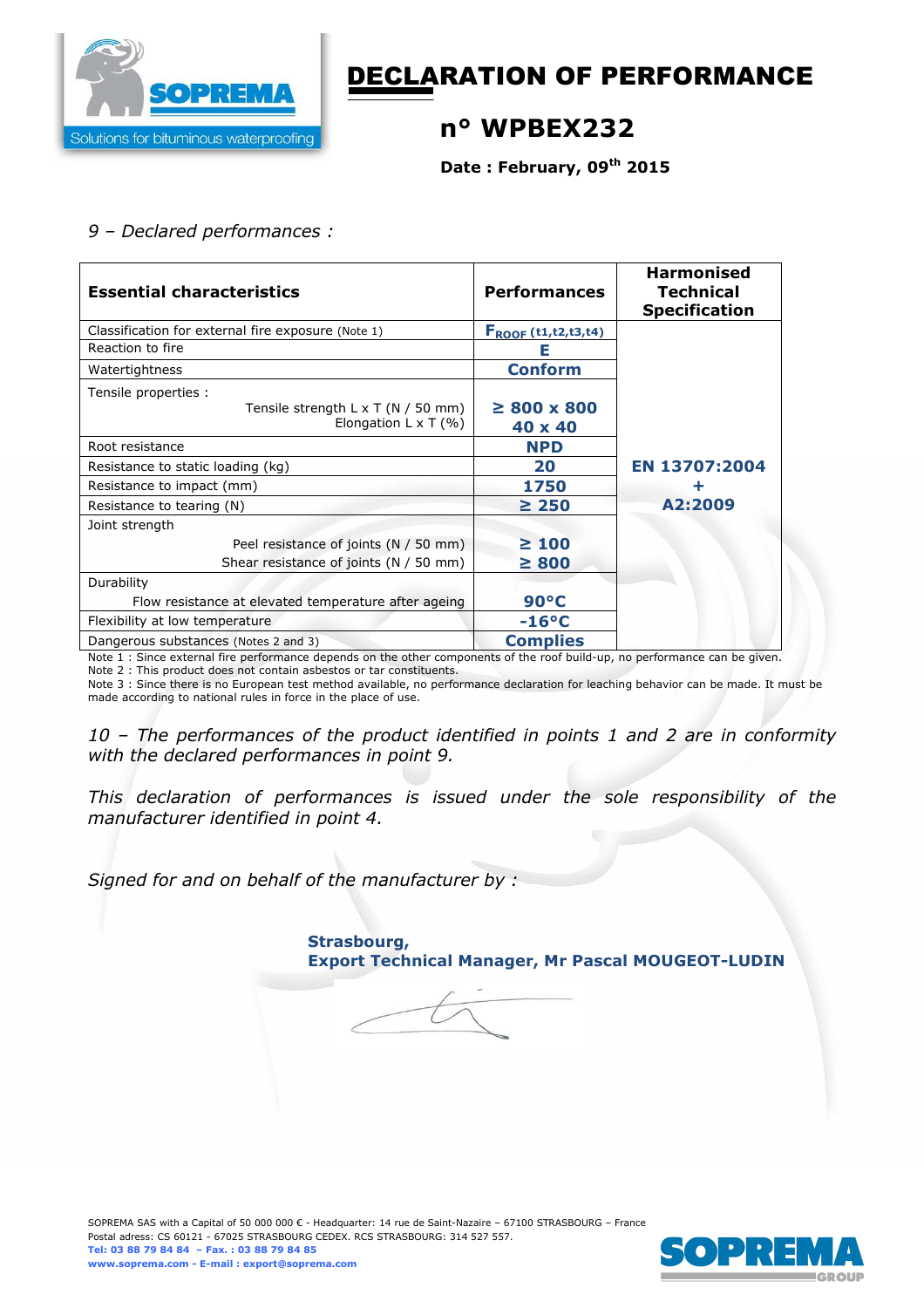# DECLARATION OF PERFORMANCE

## n° WPBEX232

**Date : February, 09th 2015**

*9 – Declared performances :*

| Essential characteristics | Performances | Harmonised Technical Specification |
|---|---|---|
| Classification for external fire exposure (Note 1) | $F_{ROOF}$ (t1,t2,t3,t4) | EN 13707:2004 + A2:2009 |
| Reaction to fire | E | |
| Watertightness | Conform | |
| Tensile properties :<br>Tensile strength L x T (N / 50 mm)<br>Elongation L x T (%) | ≥ 800 x 800<br>40 x 40 | |
| Root resistance | NPD | |
| Resistance to static loading (kg) | 20 | |
| Resistance to impact (mm) | 1750 | |
| Resistance to tearing (N) | ≥ 250 | |
| Joint strength<br>Peel resistance of joints (N / 50 mm)<br>Shear resistance of joints (N / 50 mm) | ≥ 100<br>≥ 800 | |
| Durability<br>Flow resistance at elevated temperature after ageing | 90°C | |
| Flexibility at low temperature | -16°C | |
| Dangerous substances (Notes 2 and 3) | Complies | |

Note 1 : Since external fire performance depends on the other components of the roof build-up, no performance can be given.
Note 2 : This product does not contain asbestos or tar constituents.
Note 3 : Since there is no European test method available, no performance declaration for leaching behavior can be made. It must be made according to national rules in force in the place of use.

*10 – The performances of the product identified in points 1 and 2 are in conformity with the declared performances in point 9.*

*This declaration of performances is issued under the sole responsibility of the manufacturer identified in point 4.*

*Signed for and on behalf of the manufacturer by :*

**Strasbourg,**
**Export Technical Manager, Mr Pascal MOUGEOT-LUDIN**

SOPREMA SAS with a Capital of 50 000 000 € - Headquarter: 14 rue de Saint-Nazaire – 67100 STRASBOURG – France
Postal adress: CS 60121 - 67025 STRASBOURG CEDEX. RCS STRASBOURG: 314 527 557.
**Tel: 03 88 79 84 84 – Fax. : 03 88 79 84 85**
**www.soprema.com - E-mail : export@soprema.com**